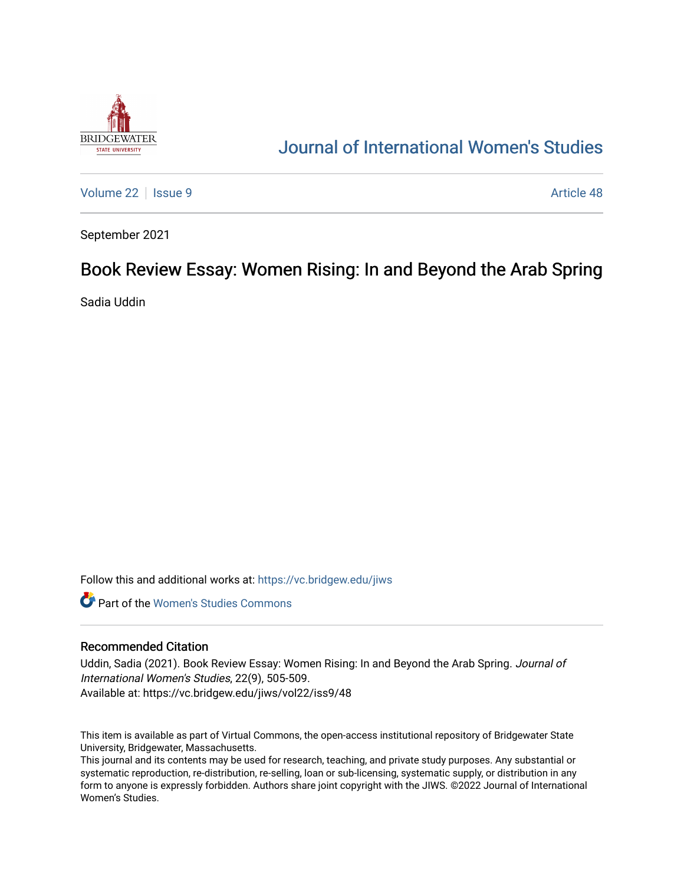# Journal of International Women's Studies

Volume 22 | Issue 9 | Article 48

September 2021

## Book Review Essay: Women Rising: In and Beyond the Arab Spring

Sadia Uddin

Follow this and additional works at: https://vc.bridgew.edu/jiws

Part of the Women's Studies Commons

### Recommended Citation

Uddin, Sadia (2021). Book Review Essay: Women Rising: In and Beyond the Arab Spring. *Journal of International Women's Studies*, 22(9), 505-509.
Available at: https://vc.bridgew.edu/jiws/vol22/iss9/48

This item is available as part of Virtual Commons, the open-access institutional repository of Bridgewater State University, Bridgewater, Massachusetts.
This journal and its contents may be used for research, teaching, and private study purposes. Any substantial or systematic reproduction, re-distribution, re-selling, loan or sub-licensing, systematic supply, or distribution in any form to anyone is expressly forbidden. Authors share joint copyright with the JIWS. ©2022 Journal of International Women's Studies.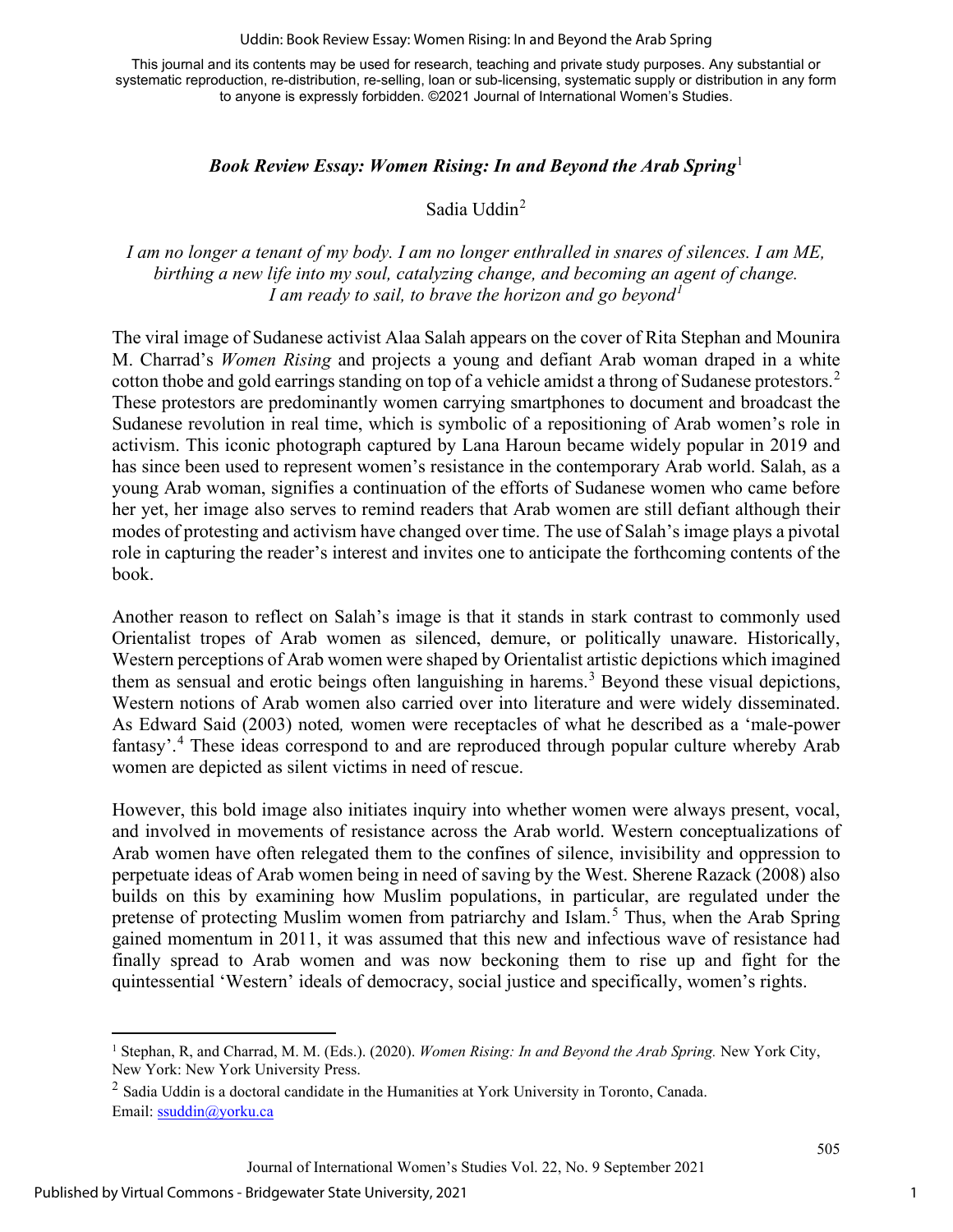*Book Review Essay: Women Rising: In and Beyond the Arab Spring*[1]

Sadia Uddin[2]

*I am no longer a tenant of my body. I am no longer enthralled in snares of silences. I am ME, birthing a new life into my soul, catalyzing change, and becoming an agent of change. I am ready to sail, to brave the horizon and go beyond*[1]

The viral image of Sudanese activist Alaa Salah appears on the cover of Rita Stephan and Mounira M. Charrad's *Women Rising* and projects a young and defiant Arab woman draped in a white cotton thobe and gold earrings standing on top of a vehicle amidst a throng of Sudanese protestors.[2] These protestors are predominantly women carrying smartphones to document and broadcast the Sudanese revolution in real time, which is symbolic of a repositioning of Arab women's role in activism. This iconic photograph captured by Lana Haroun became widely popular in 2019 and has since been used to represent women's resistance in the contemporary Arab world. Salah, as a young Arab woman, signifies a continuation of the efforts of Sudanese women who came before her yet, her image also serves to remind readers that Arab women are still defiant although their modes of protesting and activism have changed over time. The use of Salah's image plays a pivotal role in capturing the reader's interest and invites one to anticipate the forthcoming contents of the book.

Another reason to reflect on Salah's image is that it stands in stark contrast to commonly used Orientalist tropes of Arab women as silenced, demure, or politically unaware. Historically, Western perceptions of Arab women were shaped by Orientalist artistic depictions which imagined them as sensual and erotic beings often languishing in harems.[3] Beyond these visual depictions, Western notions of Arab women also carried over into literature and were widely disseminated. As Edward Said (2003) noted*,* women were receptacles of what he described as a 'male-power fantasy'.[4] These ideas correspond to and are reproduced through popular culture whereby Arab women are depicted as silent victims in need of rescue.

However, this bold image also initiates inquiry into whether women were always present, vocal, and involved in movements of resistance across the Arab world. Western conceptualizations of Arab women have often relegated them to the confines of silence, invisibility and oppression to perpetuate ideas of Arab women being in need of saving by the West. Sherene Razack (2008) also builds on this by examining how Muslim populations, in particular, are regulated under the pretense of protecting Muslim women from patriarchy and Islam.[5] Thus, when the Arab Spring gained momentum in 2011, it was assumed that this new and infectious wave of resistance had finally spread to Arab women and was now beckoning them to rise up and fight for the quintessential 'Western' ideals of democracy, social justice and specifically, women's rights.

---

[1] Stephan, R, and Charrad, M. M. (Eds.). (2020). *Women Rising: In and Beyond the Arab Spring.* New York City, New York: New York University Press.

[2] Sadia Uddin is a doctoral candidate in the Humanities at York University in Toronto, Canada. Email: ssuddin@yorku.ca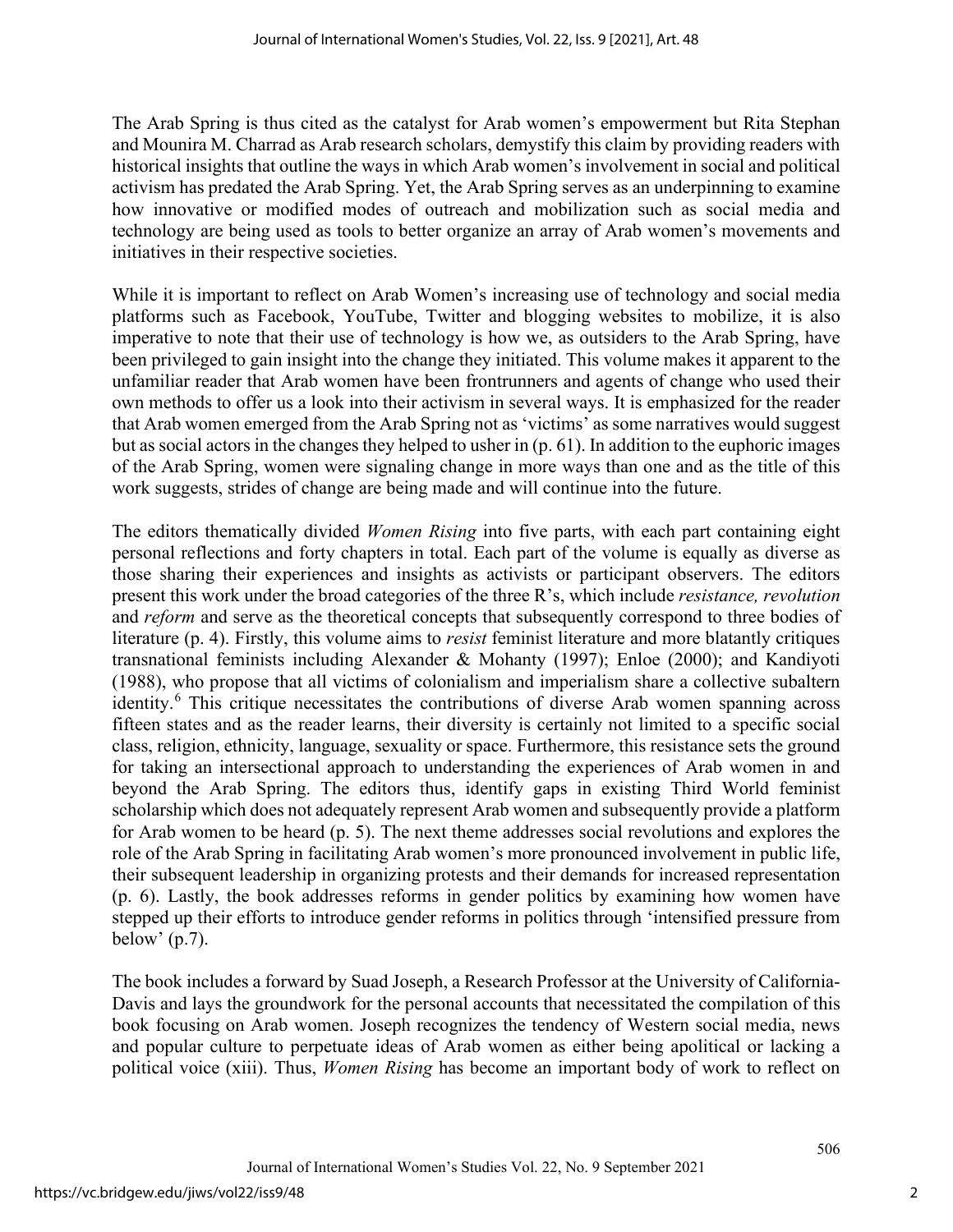The Arab Spring is thus cited as the catalyst for Arab women's empowerment but Rita Stephan and Mounira M. Charrad as Arab research scholars, demystify this claim by providing readers with historical insights that outline the ways in which Arab women's involvement in social and political activism has predated the Arab Spring. Yet, the Arab Spring serves as an underpinning to examine how innovative or modified modes of outreach and mobilization such as social media and technology are being used as tools to better organize an array of Arab women's movements and initiatives in their respective societies.

While it is important to reflect on Arab Women's increasing use of technology and social media platforms such as Facebook, YouTube, Twitter and blogging websites to mobilize, it is also imperative to note that their use of technology is how we, as outsiders to the Arab Spring, have been privileged to gain insight into the change they initiated. This volume makes it apparent to the unfamiliar reader that Arab women have been frontrunners and agents of change who used their own methods to offer us a look into their activism in several ways. It is emphasized for the reader that Arab women emerged from the Arab Spring not as 'victims' as some narratives would suggest but as social actors in the changes they helped to usher in (p. 61). In addition to the euphoric images of the Arab Spring, women were signaling change in more ways than one and as the title of this work suggests, strides of change are being made and will continue into the future.

The editors thematically divided *Women Rising* into five parts, with each part containing eight personal reflections and forty chapters in total. Each part of the volume is equally as diverse as those sharing their experiences and insights as activists or participant observers. The editors present this work under the broad categories of the three R's, which include *resistance, revolution* and *reform* and serve as the theoretical concepts that subsequently correspond to three bodies of literature (p. 4). Firstly, this volume aims to *resist* feminist literature and more blatantly critiques transnational feminists including Alexander & Mohanty (1997); Enloe (2000); and Kandiyoti (1988), who propose that all victims of colonialism and imperialism share a collective subaltern identity.[6] This critique necessitates the contributions of diverse Arab women spanning across fifteen states and as the reader learns, their diversity is certainly not limited to a specific social class, religion, ethnicity, language, sexuality or space. Furthermore, this resistance sets the ground for taking an intersectional approach to understanding the experiences of Arab women in and beyond the Arab Spring. The editors thus, identify gaps in existing Third World feminist scholarship which does not adequately represent Arab women and subsequently provide a platform for Arab women to be heard (p. 5). The next theme addresses social revolutions and explores the role of the Arab Spring in facilitating Arab women's more pronounced involvement in public life, their subsequent leadership in organizing protests and their demands for increased representation (p. 6). Lastly, the book addresses reforms in gender politics by examining how women have stepped up their efforts to introduce gender reforms in politics through 'intensified pressure from below' (p.7).

The book includes a forward by Suad Joseph, a Research Professor at the University of California-Davis and lays the groundwork for the personal accounts that necessitated the compilation of this book focusing on Arab women. Joseph recognizes the tendency of Western social media, news and popular culture to perpetuate ideas of Arab women as either being apolitical or lacking a political voice (xiii). Thus, *Women Rising* has become an important body of work to reflect on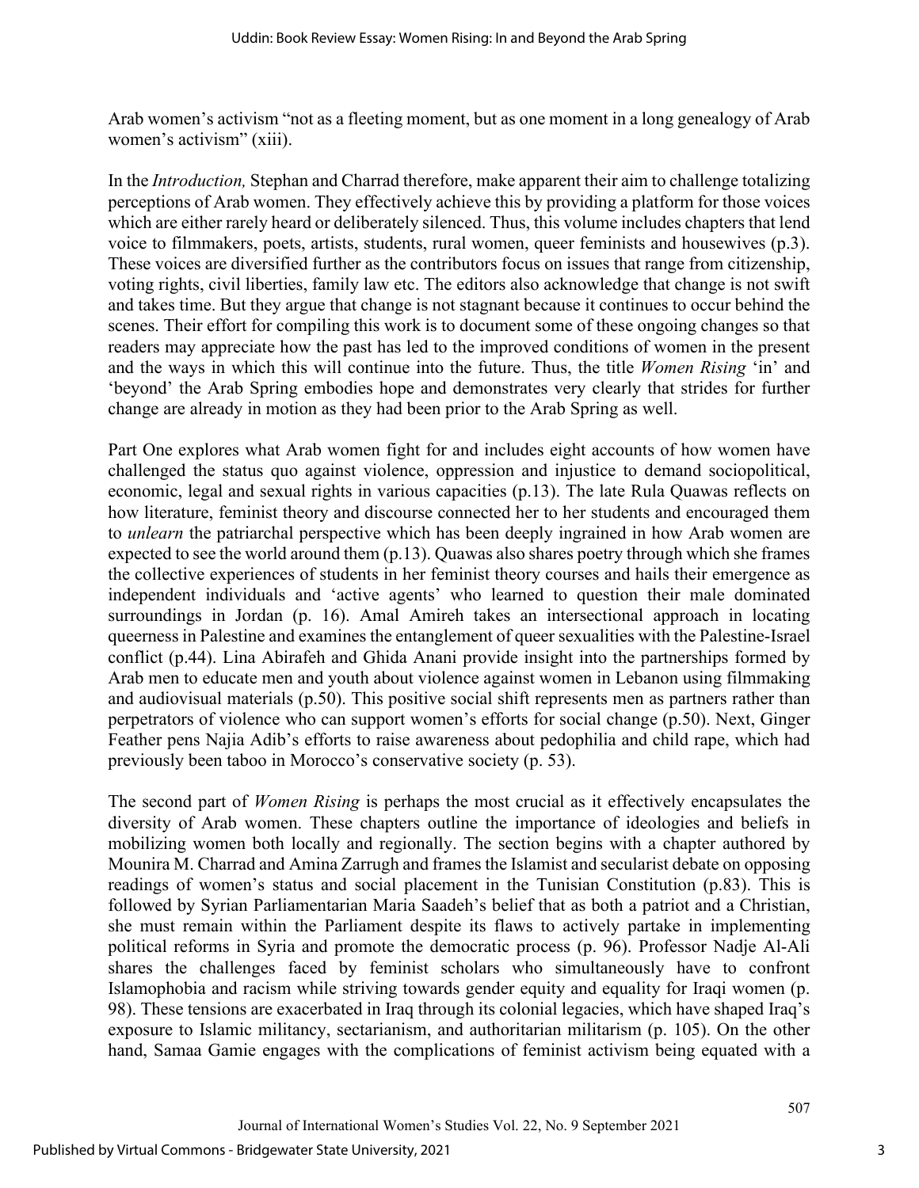Arab women's activism "not as a fleeting moment, but as one moment in a long genealogy of Arab women's activism" (xiii).

In the *Introduction,* Stephan and Charrad therefore, make apparent their aim to challenge totalizing perceptions of Arab women. They effectively achieve this by providing a platform for those voices which are either rarely heard or deliberately silenced. Thus, this volume includes chapters that lend voice to filmmakers, poets, artists, students, rural women, queer feminists and housewives (p.3). These voices are diversified further as the contributors focus on issues that range from citizenship, voting rights, civil liberties, family law etc. The editors also acknowledge that change is not swift and takes time. But they argue that change is not stagnant because it continues to occur behind the scenes. Their effort for compiling this work is to document some of these ongoing changes so that readers may appreciate how the past has led to the improved conditions of women in the present and the ways in which this will continue into the future. Thus, the title *Women Rising* 'in' and 'beyond' the Arab Spring embodies hope and demonstrates very clearly that strides for further change are already in motion as they had been prior to the Arab Spring as well.

Part One explores what Arab women fight for and includes eight accounts of how women have challenged the status quo against violence, oppression and injustice to demand sociopolitical, economic, legal and sexual rights in various capacities (p.13). The late Rula Quawas reflects on how literature, feminist theory and discourse connected her to her students and encouraged them to *unlearn* the patriarchal perspective which has been deeply ingrained in how Arab women are expected to see the world around them (p.13). Quawas also shares poetry through which she frames the collective experiences of students in her feminist theory courses and hails their emergence as independent individuals and 'active agents' who learned to question their male dominated surroundings in Jordan (p. 16). Amal Amireh takes an intersectional approach in locating queerness in Palestine and examines the entanglement of queer sexualities with the Palestine-Israel conflict (p.44). Lina Abirafeh and Ghida Anani provide insight into the partnerships formed by Arab men to educate men and youth about violence against women in Lebanon using filmmaking and audiovisual materials (p.50). This positive social shift represents men as partners rather than perpetrators of violence who can support women's efforts for social change (p.50). Next, Ginger Feather pens Najia Adib's efforts to raise awareness about pedophilia and child rape, which had previously been taboo in Morocco's conservative society (p. 53).

The second part of *Women Rising* is perhaps the most crucial as it effectively encapsulates the diversity of Arab women. These chapters outline the importance of ideologies and beliefs in mobilizing women both locally and regionally. The section begins with a chapter authored by Mounira M. Charrad and Amina Zarrugh and frames the Islamist and secularist debate on opposing readings of women's status and social placement in the Tunisian Constitution (p.83). This is followed by Syrian Parliamentarian Maria Saadeh's belief that as both a patriot and a Christian, she must remain within the Parliament despite its flaws to actively partake in implementing political reforms in Syria and promote the democratic process (p. 96). Professor Nadje Al-Ali shares the challenges faced by feminist scholars who simultaneously have to confront Islamophobia and racism while striving towards gender equity and equality for Iraqi women (p. 98). These tensions are exacerbated in Iraq through its colonial legacies, which have shaped Iraq's exposure to Islamic militancy, sectarianism, and authoritarian militarism (p. 105). On the other hand, Samaa Gamie engages with the complications of feminist activism being equated with a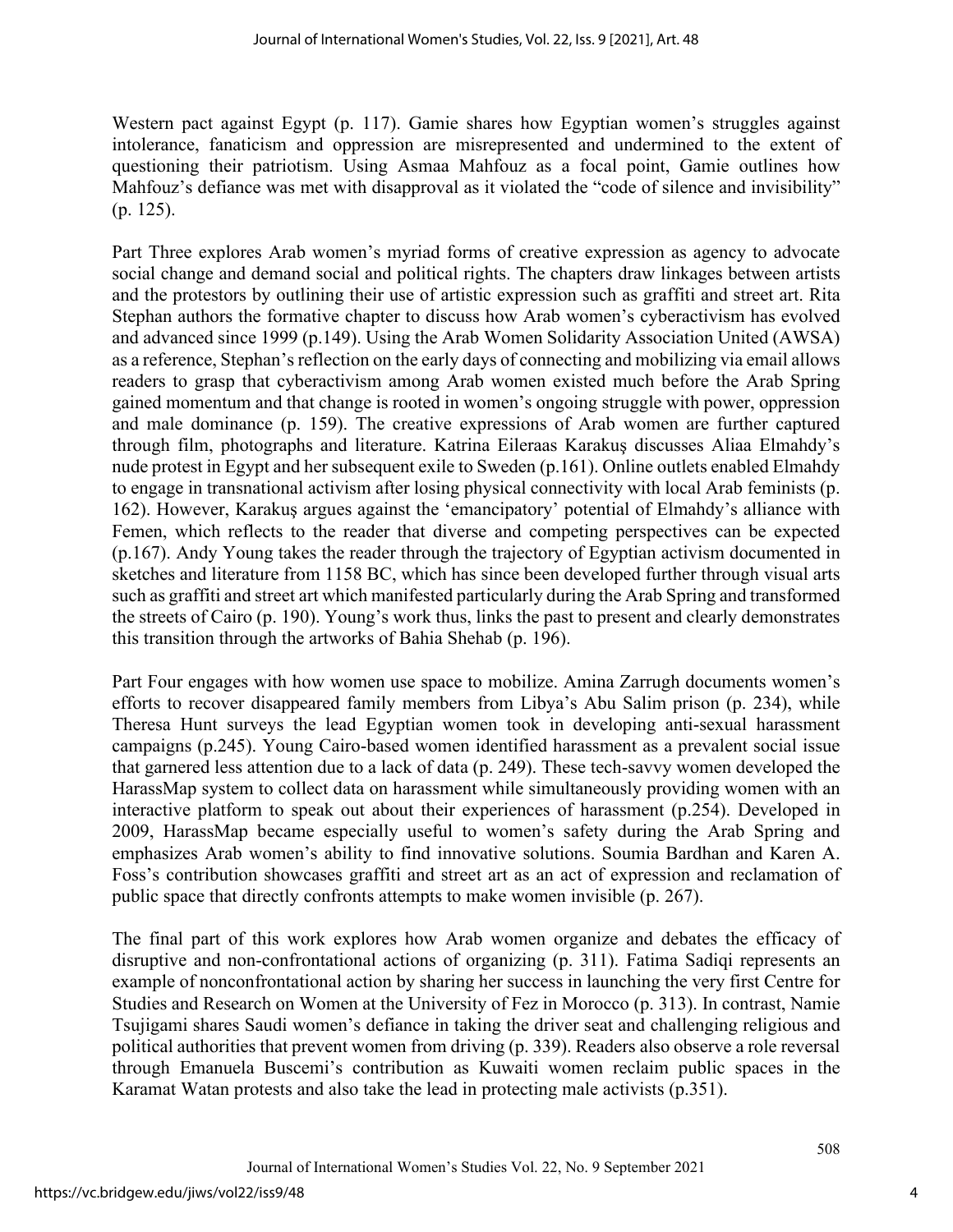Western pact against Egypt (p. 117). Gamie shares how Egyptian women's struggles against intolerance, fanaticism and oppression are misrepresented and undermined to the extent of questioning their patriotism. Using Asmaa Mahfouz as a focal point, Gamie outlines how Mahfouz's defiance was met with disapproval as it violated the "code of silence and invisibility" (p. 125).

Part Three explores Arab women's myriad forms of creative expression as agency to advocate social change and demand social and political rights. The chapters draw linkages between artists and the protestors by outlining their use of artistic expression such as graffiti and street art. Rita Stephan authors the formative chapter to discuss how Arab women's cyberactivism has evolved and advanced since 1999 (p.149). Using the Arab Women Solidarity Association United (AWSA) as a reference, Stephan's reflection on the early days of connecting and mobilizing via email allows readers to grasp that cyberactivism among Arab women existed much before the Arab Spring gained momentum and that change is rooted in women's ongoing struggle with power, oppression and male dominance (p. 159). The creative expressions of Arab women are further captured through film, photographs and literature. Katrina Eileraas Karakuş discusses Aliaa Elmahdy's nude protest in Egypt and her subsequent exile to Sweden (p.161). Online outlets enabled Elmahdy to engage in transnational activism after losing physical connectivity with local Arab feminists (p. 162). However, Karakuş argues against the 'emancipatory' potential of Elmahdy's alliance with Femen, which reflects to the reader that diverse and competing perspectives can be expected (p.167). Andy Young takes the reader through the trajectory of Egyptian activism documented in sketches and literature from 1158 BC, which has since been developed further through visual arts such as graffiti and street art which manifested particularly during the Arab Spring and transformed the streets of Cairo (p. 190). Young's work thus, links the past to present and clearly demonstrates this transition through the artworks of Bahia Shehab (p. 196).

Part Four engages with how women use space to mobilize. Amina Zarrugh documents women's efforts to recover disappeared family members from Libya's Abu Salim prison (p. 234), while Theresa Hunt surveys the lead Egyptian women took in developing anti-sexual harassment campaigns (p.245). Young Cairo-based women identified harassment as a prevalent social issue that garnered less attention due to a lack of data (p. 249). These tech-savvy women developed the HarassMap system to collect data on harassment while simultaneously providing women with an interactive platform to speak out about their experiences of harassment (p.254). Developed in 2009, HarassMap became especially useful to women's safety during the Arab Spring and emphasizes Arab women's ability to find innovative solutions. Soumia Bardhan and Karen A. Foss's contribution showcases graffiti and street art as an act of expression and reclamation of public space that directly confronts attempts to make women invisible (p. 267).

The final part of this work explores how Arab women organize and debates the efficacy of disruptive and non-confrontational actions of organizing (p. 311). Fatima Sadiqi represents an example of nonconfrontational action by sharing her success in launching the very first Centre for Studies and Research on Women at the University of Fez in Morocco (p. 313). In contrast, Namie Tsujigami shares Saudi women's defiance in taking the driver seat and challenging religious and political authorities that prevent women from driving (p. 339). Readers also observe a role reversal through Emanuela Buscemi's contribution as Kuwaiti women reclaim public spaces in the Karamat Watan protests and also take the lead in protecting male activists (p.351).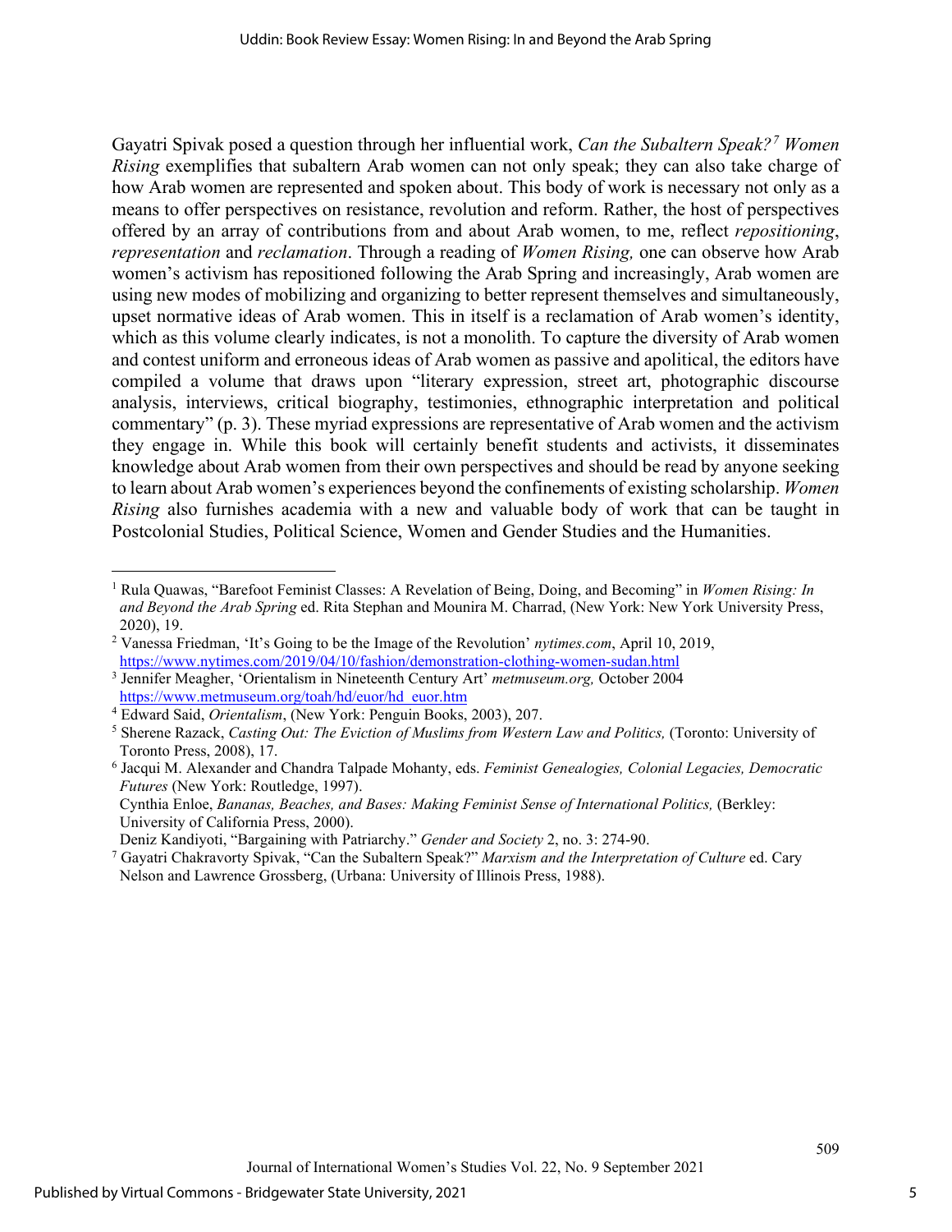Gayatri Spivak posed a question through her influential work, *Can the Subaltern Speak?*[7] *Women Rising* exemplifies that subaltern Arab women can not only speak; they can also take charge of how Arab women are represented and spoken about. This body of work is necessary not only as a means to offer perspectives on resistance, revolution and reform. Rather, the host of perspectives offered by an array of contributions from and about Arab women, to me, reflect *repositioning*, *representation* and *reclamation*. Through a reading of *Women Rising,* one can observe how Arab women's activism has repositioned following the Arab Spring and increasingly, Arab women are using new modes of mobilizing and organizing to better represent themselves and simultaneously, upset normative ideas of Arab women. This in itself is a reclamation of Arab women's identity, which as this volume clearly indicates, is not a monolith. To capture the diversity of Arab women and contest uniform and erroneous ideas of Arab women as passive and apolitical, the editors have compiled a volume that draws upon "literary expression, street art, photographic discourse analysis, interviews, critical biography, testimonies, ethnographic interpretation and political commentary" (p. 3). These myriad expressions are representative of Arab women and the activism they engage in. While this book will certainly benefit students and activists, it disseminates knowledge about Arab women from their own perspectives and should be read by anyone seeking to learn about Arab women's experiences beyond the confinements of existing scholarship. *Women Rising* also furnishes academia with a new and valuable body of work that can be taught in Postcolonial Studies, Political Science, Women and Gender Studies and the Humanities.

---

[1] Rula Quawas, "Barefoot Feminist Classes: A Revelation of Being, Doing, and Becoming" in *Women Rising: In and Beyond the Arab Spring* ed. Rita Stephan and Mounira M. Charrad, (New York: New York University Press, 2020), 19.

[2] Vanessa Friedman, 'It's Going to be the Image of the Revolution' *nytimes.com*, April 10, 2019, https://www.nytimes.com/2019/04/10/fashion/demonstration-clothing-women-sudan.html

[3] Jennifer Meagher, 'Orientalism in Nineteenth Century Art' *metmuseum.org,* October 2004 https://www.metmuseum.org/toah/hd/euor/hd_euor.htm

[4] Edward Said, *Orientalism*, (New York: Penguin Books, 2003), 207.

[5] Sherene Razack, *Casting Out: The Eviction of Muslims from Western Law and Politics,* (Toronto: University of Toronto Press, 2008), 17.

[6] Jacqui M. Alexander and Chandra Talpade Mohanty, eds. *Feminist Genealogies, Colonial Legacies, Democratic Futures* (New York: Routledge, 1997).
Cynthia Enloe, *Bananas, Beaches, and Bases: Making Feminist Sense of International Politics,* (Berkley: University of California Press, 2000).
Deniz Kandiyoti, "Bargaining with Patriarchy." *Gender and Society* 2, no. 3: 274-90.

[7] Gayatri Chakravorty Spivak, "Can the Subaltern Speak?" *Marxism and the Interpretation of Culture* ed. Cary Nelson and Lawrence Grossberg, (Urbana: University of Illinois Press, 1988).